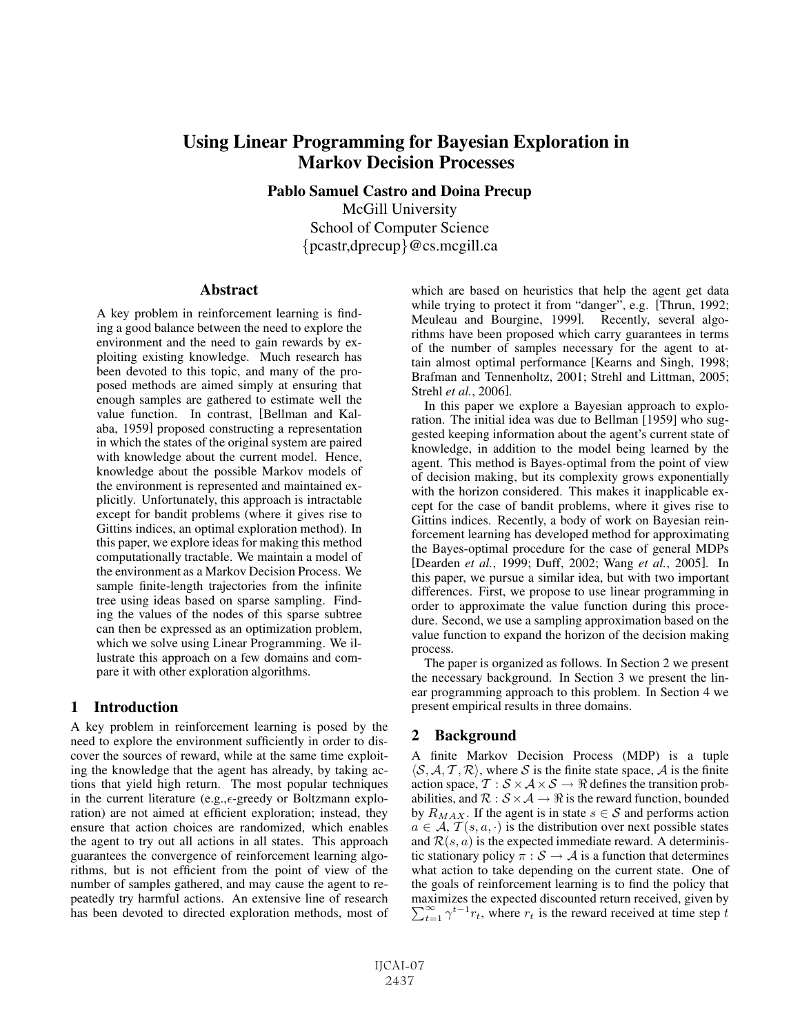# Using Linear Programming for Bayesian Exploration in Markov Decision Processes

**Pablo Samuel Castro and Doina Precup**

McGill University
School of Computer Science
{pcastr,dprecup}@cs.mcgill.ca

## Abstract

A key problem in reinforcement learning is finding a good balance between the need to explore the environment and the need to gain rewards by exploiting existing knowledge. Much research has been devoted to this topic, and many of the proposed methods are aimed simply at ensuring that enough samples are gathered to estimate well the value function. In contrast, [Bellman and Kalaba, 1959] proposed constructing a representation in which the states of the original system are paired with knowledge about the current model. Hence, knowledge about the possible Markov models of the environment is represented and maintained explicitly. Unfortunately, this approach is intractable except for bandit problems (where it gives rise to Gittins indices, an optimal exploration method). In this paper, we explore ideas for making this method computationally tractable. We maintain a model of the environment as a Markov Decision Process. We sample finite-length trajectories from the infinite tree using ideas based on sparse sampling. Finding the values of the nodes of this sparse subtree can then be expressed as an optimization problem, which we solve using Linear Programming. We illustrate this approach on a few domains and compare it with other exploration algorithms.

## 1 Introduction

A key problem in reinforcement learning is posed by the need to explore the environment sufficiently in order to discover the sources of reward, while at the same time exploiting the knowledge that the agent has already, by taking actions that yield high return. The most popular techniques in the current literature (e.g.,$\epsilon$-greedy or Boltzmann exploration) are not aimed at efficient exploration; instead, they ensure that action choices are randomized, which enables the agent to try out all actions in all states. This approach guarantees the convergence of reinforcement learning algorithms, but is not efficient from the point of view of the number of samples gathered, and may cause the agent to repeatedly try harmful actions. An extensive line of research has been devoted to directed exploration methods, most of which are based on heuristics that help the agent get data while trying to protect it from "danger", e.g. [Thrun, 1992; Meuleau and Bourgine, 1999]. Recently, several algorithms have been proposed which carry guarantees in terms of the number of samples necessary for the agent to attain almost optimal performance [Kearns and Singh, 1998; Brafman and Tennenholtz, 2001; Strehl and Littman, 2005; Strehl *et al.*, 2006].

In this paper we explore a Bayesian approach to exploration. The initial idea was due to Bellman [1959] who suggested keeping information about the agent's current state of knowledge, in addition to the model being learned by the agent. This method is Bayes-optimal from the point of view of decision making, but its complexity grows exponentially with the horizon considered. This makes it inapplicable except for the case of bandit problems, where it gives rise to Gittins indices. Recently, a body of work on Bayesian reinforcement learning has developed method for approximating the Bayes-optimal procedure for the case of general MDPs [Dearden *et al.*, 1999; Duff, 2002; Wang *et al.*, 2005]. In this paper, we pursue a similar idea, but with two important differences. First, we propose to use linear programming in order to approximate the value function during this procedure. Second, we use a sampling approximation based on the value function to expand the horizon of the decision making process.

The paper is organized as follows. In Section 2 we present the necessary background. In Section 3 we present the linear programming approach to this problem. In Section 4 we present empirical results in three domains.

## 2 Background

A finite Markov Decision Process (MDP) is a tuple $\langle \mathcal{S}, \mathcal{A}, \mathcal{T}, \mathcal{R} \rangle$, where $\mathcal{S}$ is the finite state space, $\mathcal{A}$ is the finite action space, $\mathcal{T} : \mathcal{S} \times \mathcal{A} \times \mathcal{S} \rightarrow \Re$ defines the transition probabilities, and $\mathcal{R} : \mathcal{S} \times \mathcal{A} \rightarrow \Re$ is the reward function, bounded by $R_{MAX}$. If the agent is in state $s \in \mathcal{S}$ and performs action $a \in \mathcal{A}$, $\mathcal{T}(s, a, \cdot)$ is the distribution over next possible states and $\mathcal{R}(s, a)$ is the expected immediate reward. A deterministic stationary policy $\pi : \mathcal{S} \rightarrow \mathcal{A}$ is a function that determines what action to take depending on the current state. One of the goals of reinforcement learning is to find the policy that maximizes the expected discounted return received, given by $\sum_{t=1}^{\infty} \gamma^{t-1} r_t$, where $r_t$ is the reward received at time step $t$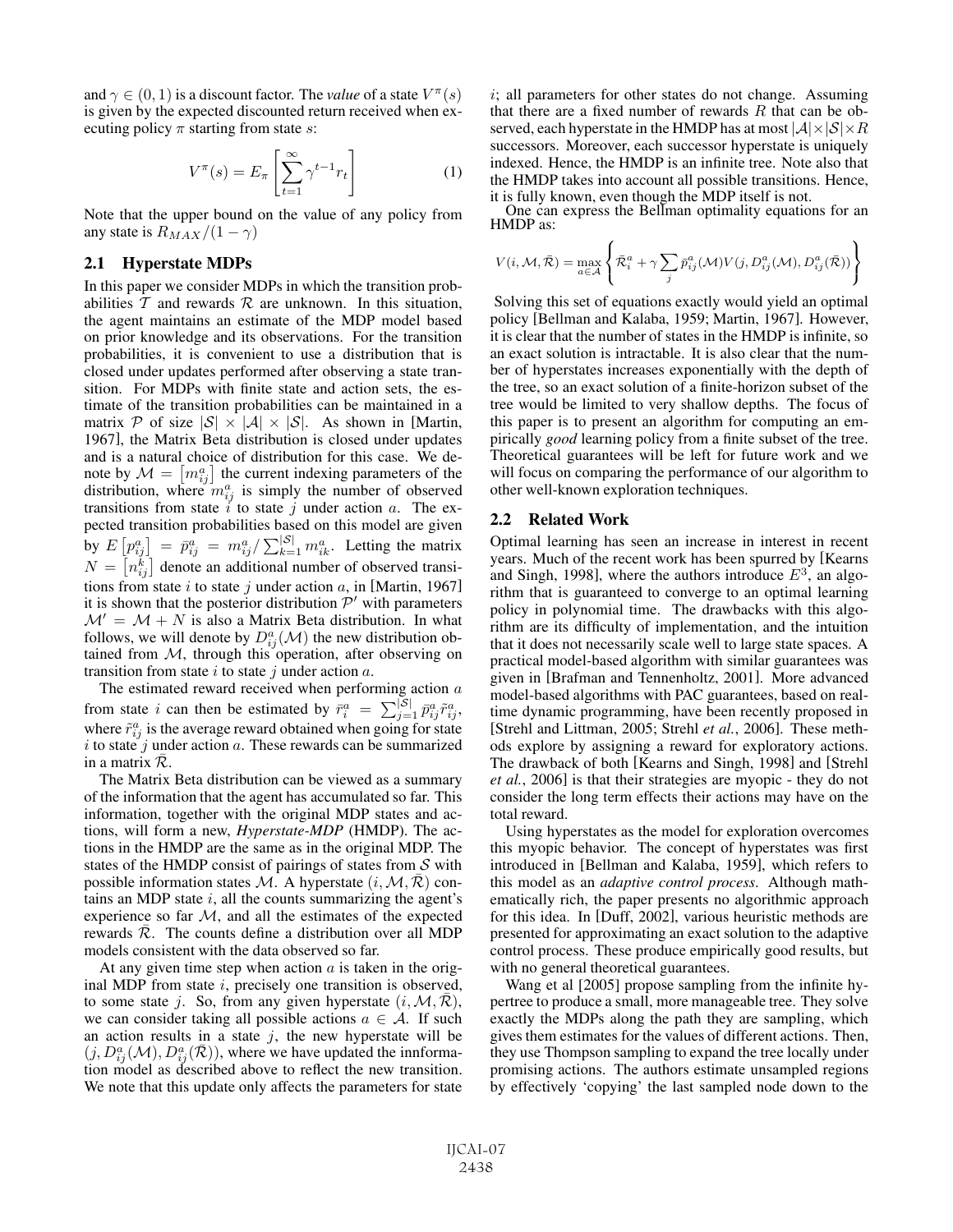and $\gamma \in (0, 1)$ is a discount factor. The *value* of a state $V^{\pi}(s)$ is given by the expected discounted return received when executing policy $\pi$ starting from state $s$:

$$V^{\pi}(s) = E_{\pi}\left[\sum_{t=1}^{\infty} \gamma^{t-1} r_t\right] \quad (1)$$

Note that the upper bound on the value of any policy from any state is $R_{MAX}/(1-\gamma)$

## 2.1 Hyperstate MDPs

In this paper we consider MDPs in which the transition probabilities $\mathcal{T}$ and rewards $\mathcal{R}$ are unknown. In this situation, the agent maintains an estimate of the MDP model based on prior knowledge and its observations. For the transition probabilities, it is convenient to use a distribution that is closed under updates performed after observing a state transition. For MDPs with finite state and action sets, the estimate of the transition probabilities can be maintained in a matrix $\mathcal{P}$ of size $|\mathcal{S}| \times |\mathcal{A}| \times |\mathcal{S}|$. As shown in [Martin, 1967], the Matrix Beta distribution is closed under updates and is a natural choice of distribution for this case. We denote by $\mathcal{M} = \left[m_{ij}^a\right]$ the current indexing parameters of the distribution, where $m_{ij}^a$ is simply the number of observed transitions from state $i$ to state $j$ under action $a$. The expected transition probabilities based on this model are given by $E\left[p_{ij}^a\right] = \bar{p}_{ij}^a = m_{ij}^a / \sum_{k=1}^{|\mathcal{S}|} m_{ik}^a$. Letting the matrix $N = \left[n_{ij}^k\right]$ denote an additional number of observed transitions from state $i$ to state $j$ under action $a$, in [Martin, 1967] it is shown that the posterior distribution $\mathcal{P}'$ with parameters $\mathcal{M}' = \mathcal{M} + N$ is also a Matrix Beta distribution. In what follows, we will denote by $D_{ij}^a(\mathcal{M})$ the new distribution obtained from $\mathcal{M}$, through this operation, after observing on transition from state $i$ to state $j$ under action $a$.

The estimated reward received when performing action $a$ from state $i$ can then be estimated by $\bar{r}_i^a = \sum_{j=1}^{|\mathcal{S}|} \bar{p}_{ij}^a \tilde{r}_{ij}^a$, where $\tilde{r}_{ij}^a$ is the average reward obtained when going for state $i$ to state $j$ under action $a$. These rewards can be summarized in a matrix $\bar{\mathcal{R}}$.

The Matrix Beta distribution can be viewed as a summary of the information that the agent has accumulated so far. This information, together with the original MDP states and actions, will form a new, *Hyperstate-MDP* (HMDP). The actions in the HMDP are the same as in the original MDP. The states of the HMDP consist of pairings of states from $\mathcal{S}$ with possible information states $\mathcal{M}$. A hyperstate $(i, \mathcal{M}, \bar{\mathcal{R}})$ contains an MDP state $i$, all the counts summarizing the agent's experience so far $\mathcal{M}$, and all the estimates of the expected rewards $\bar{\mathcal{R}}$. The counts define a distribution over all MDP models consistent with the data observed so far.

At any given time step when action $a$ is taken in the original MDP from state $i$, precisely one transition is observed, to some state $j$. So, from any given hyperstate $(i, \mathcal{M}, \bar{\mathcal{R}})$, we can consider taking all possible actions $a \in \mathcal{A}$. If such an action results in a state $j$, the new hyperstate will be $(j, D_{ij}^a(\mathcal{M}), D_{ij}^a(\bar{\mathcal{R}}))$, where we have updated the innformation model as described above to reflect the new transition. We note that this update only affects the parameters for state $i$; all parameters for other states do not change. Assuming that there are a fixed number of rewards $R$ that can be observed, each hyperstate in the HMDP has at most $|\mathcal{A}| \times |\mathcal{S}| \times R$ successors. Moreover, each successor hyperstate is uniquely indexed. Hence, the HMDP is an infinite tree. Note also that the HMDP takes into account all possible transitions. Hence, it is fully known, even though the MDP itself is not.

One can express the Bellman optimality equations for an HMDP as:

$$V(i, \mathcal{M}, \bar{\mathcal{R}}) = \max_{a \in \mathcal{A}} \left\{ \bar{\mathcal{R}}_i^a + \gamma \sum_j \bar{p}_{ij}^a(\mathcal{M}) V(j, D_{ij}^a(\mathcal{M}), D_{ij}^a(\bar{\mathcal{R}})) \right\}$$

Solving this set of equations exactly would yield an optimal policy [Bellman and Kalaba, 1959; Martin, 1967]. However, it is clear that the number of states in the HMDP is infinite, so an exact solution is intractable. It is also clear that the number of hyperstates increases exponentially with the depth of the tree, so an exact solution of a finite-horizon subset of the tree would be limited to very shallow depths. The focus of this paper is to present an algorithm for computing an empirically *good* learning policy from a finite subset of the tree. Theoretical guarantees will be left for future work and we will focus on comparing the performance of our algorithm to other well-known exploration techniques.

## 2.2 Related Work

Optimal learning has seen an increase in interest in recent years. Much of the recent work has been spurred by [Kearns and Singh, 1998], where the authors introduce $E^3$, an algorithm that is guaranteed to converge to an optimal learning policy in polynomial time. The drawbacks with this algorithm are its difficulty of implementation, and the intuition that it does not necessarily scale well to large state spaces. A practical model-based algorithm with similar guarantees was given in [Brafman and Tennenholtz, 2001]. More advanced model-based algorithms with PAC guarantees, based on real-time dynamic programming, have been recently proposed in [Strehl and Littman, 2005; Strehl *et al.*, 2006]. These methods explore by assigning a reward for exploratory actions. The drawback of both [Kearns and Singh, 1998] and [Strehl *et al.*, 2006] is that their strategies are myopic - they do not consider the long term effects their actions may have on the total reward.

Using hyperstates as the model for exploration overcomes this myopic behavior. The concept of hyperstates was first introduced in [Bellman and Kalaba, 1959], which refers to this model as an *adaptive control process*. Although mathematically rich, the paper presents no algorithmic approach for this idea. In [Duff, 2002], various heuristic methods are presented for approximating an exact solution to the adaptive control process. These produce empirically good results, but with no general theoretical guarantees.

Wang et al [2005] propose sampling from the infinite hypertree to produce a small, more manageable tree. They solve exactly the MDPs along the path they are sampling, which gives them estimates for the values of different actions. Then, they use Thompson sampling to expand the tree locally under promising actions. The authors estimate unsampled regions by effectively 'copying' the last sampled node down to the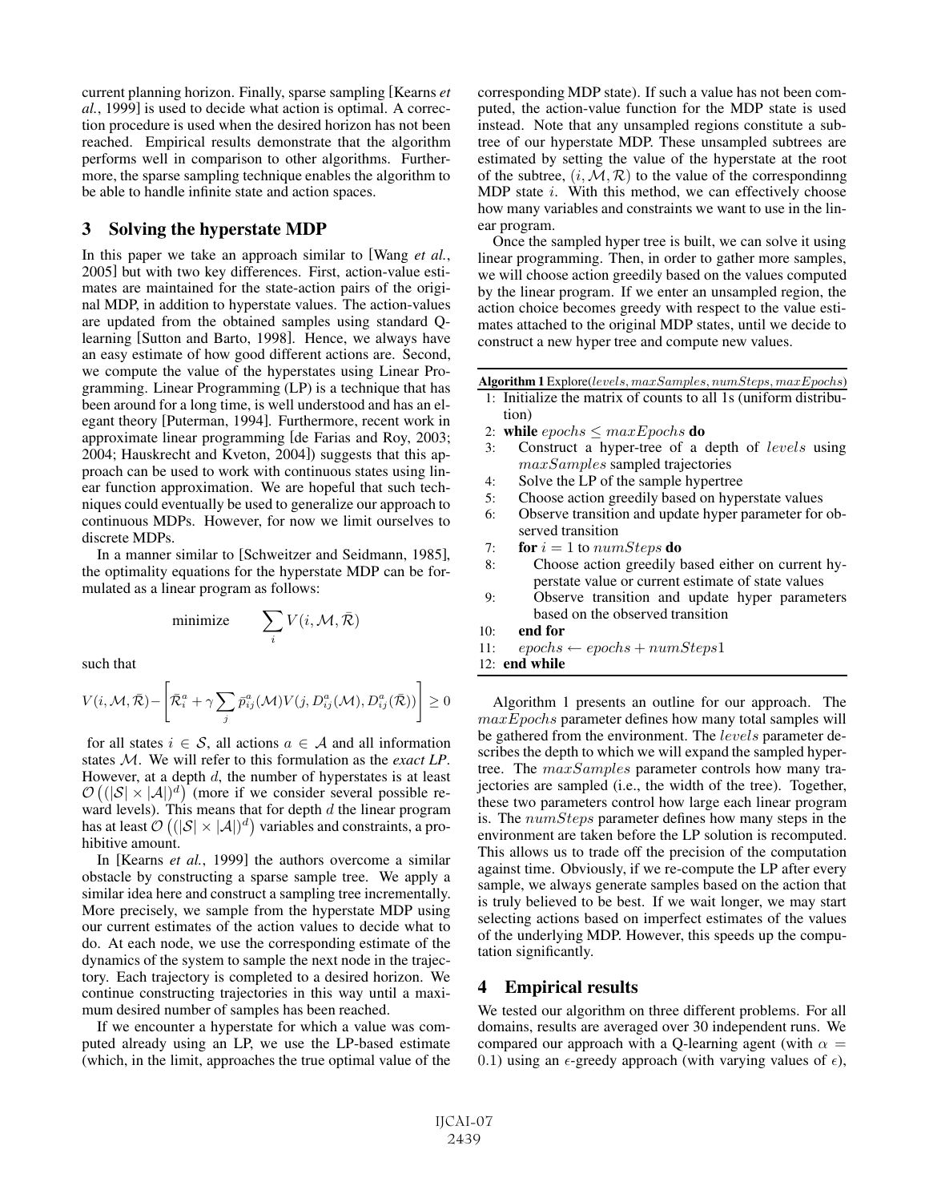current planning horizon. Finally, sparse sampling [Kearns *et al.*, 1999] is used to decide what action is optimal. A correction procedure is used when the desired horizon has not been reached. Empirical results demonstrate that the algorithm performs well in comparison to other algorithms. Furthermore, the sparse sampling technique enables the algorithm to be able to handle infinite state and action spaces.

## 3 Solving the hyperstate MDP

In this paper we take an approach similar to [Wang *et al.*, 2005] but with two key differences. First, action-value estimates are maintained for the state-action pairs of the original MDP, in addition to hyperstate values. The action-values are updated from the obtained samples using standard Q-learning [Sutton and Barto, 1998]. Hence, we always have an easy estimate of how good different actions are. Second, we compute the value of the hyperstates using Linear Programming. Linear Programming (LP) is a technique that has been around for a long time, is well understood and has an elegant theory [Puterman, 1994]. Furthermore, recent work in approximate linear programming [de Farias and Roy, 2003; 2004; Hauskrecht and Kveton, 2004]) suggests that this approach can be used to work with continuous states using linear function approximation. We are hopeful that such techniques could eventually be used to generalize our approach to continuous MDPs. However, for now we limit ourselves to discrete MDPs.

In a manner similar to [Schweitzer and Seidmann, 1985], the optimality equations for the hyperstate MDP can be formulated as a linear program as follows:

$$\text{minimize} \qquad \sum_i V(i, \mathcal{M}, \bar{\mathcal{R}})$$

such that

$$V(i, \mathcal{M}, \bar{\mathcal{R}}) - \left[ \bar{\mathcal{R}}_i^a + \gamma \sum_j \bar{p}_{ij}^a(\mathcal{M}) V(j, D_{ij}^a(\mathcal{M}), D_{ij}^a(\bar{\mathcal{R}})) \right] \geq 0$$

for all states $i \in \mathcal{S}$, all actions $a \in \mathcal{A}$ and all information states $\mathcal{M}$. We will refer to this formulation as the *exact LP*. However, at a depth $d$, the number of hyperstates is at least $\mathcal{O}\left((|\mathcal{S}| \times |\mathcal{A}|)^d\right)$ (more if we consider several possible reward levels). This means that for depth $d$ the linear program has at least $\mathcal{O}\left((|\mathcal{S}| \times |\mathcal{A}|)^d\right)$ variables and constraints, a prohibitive amount.

In [Kearns *et al.*, 1999] the authors overcome a similar obstacle by constructing a sparse sample tree. We apply a similar idea here and construct a sampling tree incrementally. More precisely, we sample from the hyperstate MDP using our current estimates of the action values to decide what to do. At each node, we use the corresponding estimate of the dynamics of the system to sample the next node in the trajectory. Each trajectory is completed to a desired horizon. We continue constructing trajectories in this way until a maximum desired number of samples has been reached.

If we encounter a hyperstate for which a value was computed already using an LP, we use the LP-based estimate (which, in the limit, approaches the true optimal value of the corresponding MDP state). If such a value has not been computed, the action-value function for the MDP state is used instead. Note that any unsampled regions constitute a subtree of our hyperstate MDP. These unsampled subtrees are estimated by setting the value of the hyperstate at the root of the subtree, $(i, \mathcal{M}, \mathcal{R})$ to the value of the correspondinng MDP state $i$. With this method, we can effectively choose how many variables and constraints we want to use in the linear program.

Once the sampled hyper tree is built, we can solve it using linear programming. Then, in order to gather more samples, we will choose action greedily based on the values computed by the linear program. If we enter an unsampled region, the action choice becomes greedy with respect to the value estimates attached to the original MDP states, until we decide to construct a new hyper tree and compute new values.

**Algorithm 1** Explore($levels, maxSamples, numSteps, maxEpochs$)

```
1: Initialize the matrix of counts to all 1s (uniform distribution)
2: while epochs ≤ maxEpochs do
3:    Construct a hyper-tree of a depth of levels using
      maxSamples sampled trajectories
4:    Solve the LP of the sample hypertree
5:    Choose action greedily based on hyperstate values
6:    Observe transition and update hyper parameter for observed transition
7:    for i = 1 to numSteps do
8:       Choose action greedily based either on current hyperstate value or current estimate of state values
9:       Observe transition and update hyper parameters based on the observed transition
10:   end for
11:   epochs ← epochs + numSteps1
12: end while
```

Algorithm 1 presents an outline for our approach. The $maxEpochs$ parameter defines how many total samples will be gathered from the environment. The $levels$ parameter describes the depth to which we will expand the sampled hypertree. The $maxSamples$ parameter controls how many trajectories are sampled (i.e., the width of the tree). Together, these two parameters control how large each linear program is. The $numSteps$ parameter defines how many steps in the environment are taken before the LP solution is recomputed. This allows us to trade off the precision of the computation against time. Obviously, if we re-compute the LP after every sample, we always generate samples based on the action that is truly believed to be best. If we wait longer, we may start selecting actions based on imperfect estimates of the values of the underlying MDP. However, this speeds up the computation significantly.

## 4 Empirical results

We tested our algorithm on three different problems. For all domains, results are averaged over 30 independent runs. We compared our approach with a Q-learning agent (with $\alpha = 0.1$) using an $\epsilon$-greedy approach (with varying values of $\epsilon$),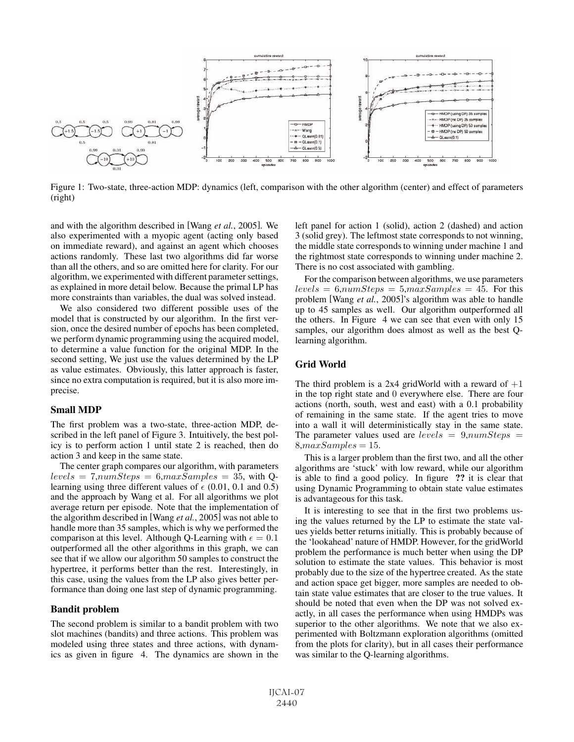0.5 0.5 0.5 0.99 0.01 0.99

+1.5 −1.5 +1 −1

0.5 0.01

0.99 0.01 0.99

−10 +10

0.01

cumulative reward

average reward

episodes

HMDP
Wang
QLearn(0.01)
QLearn(0.1)
QLearn(0.5)

cumulative reward

average reward

episodes

HMDP (using DP) 35 samples
HMDP (no DP) 35 samples
HMDP (using DP) 50 samples
HMDP (no DP) 50 samples
QLearn(0.1)

Figure 1: Two-state, three-action MDP: dynamics (left, comparison with the other algorithm (center) and effect of parameters (right)

and with the algorithm described in [Wang *et al.*, 2005]. We also experimented with a myopic agent (acting only based on immediate reward), and against an agent which chooses actions randomly. These last two algorithms did far worse than all the others, and so are omitted here for clarity. For our algorithm, we experimented with different parameter settings, as explained in more detail below. Because the primal LP has more constraints than variables, the dual was solved instead.

We also considered two different possible uses of the model that is constructed by our algorithm. In the first version, once the desired number of epochs has been completed, we perform dynamic programming using the acquired model, to determine a value function for the original MDP. In the second setting, We just use the values determined by the LP as value estimates. Obviously, this latter approach is faster, since no extra computation is required, but it is also more imprecise.

### Small MDP

The first problem was a two-state, three-action MDP, described in the left panel of Figure 3. Intuitively, the best policy is to perform action 1 until state 2 is reached, then do action 3 and keep in the same state.

The center graph compares our algorithm, with parameters $levels = 7$,$numSteps = 6$,$maxSamples = 35$, with Q-learning using three different values of $\epsilon$ (0.01, 0.1 and 0.5) and the approach by Wang et al. For all algorithms we plot average return per episode. Note that the implementation of the algorithm described in [Wang *et al.*, 2005] was not able to handle more than 35 samples, which is why we performed the comparison at this level. Although Q-Learning with $\epsilon = 0.1$ outperformed all the other algorithms in this graph, we can see that if we allow our algorithm 50 samples to construct the hypertree, it performs better than the rest. Interestingly, in this case, using the values from the LP also gives better performance than doing one last step of dynamic programming.

### Bandit problem

The second problem is similar to a bandit problem with two slot machines (bandits) and three actions. This problem was modeled using three states and three actions, with dynamics as given in figure 4. The dynamics are shown in the left panel for action 1 (solid), action 2 (dashed) and action 3 (solid grey). The leftmost state corresponds to not winning, the middle state corresponds to winning under machine 1 and the rightmost state corresponds to winning under machine 2. There is no cost associated with gambling.

For the comparison between algorithms, we use parameters $levels = 6$,$numSteps = 5$,$maxSamples = 45$. For this problem [Wang *et al.*, 2005]'s algorithm was able to handle up to 45 samples as well. Our algorithm outperformed all the others. In Figure 4 we can see that even with only 15 samples, our algorithm does almost as well as the best Q-learning algorithm.

### Grid World

The third problem is a 2x4 gridWorld with a reward of $+1$ in the top right state and 0 everywhere else. There are four actions (north, south, west and east) with a 0.1 probability of remaining in the same state. If the agent tries to move into a wall it will deterministically stay in the same state. The parameter values used are $levels = 9$,$numSteps = 8$,$maxSamples = 15$.

This is a larger problem than the first two, and all the other algorithms are 'stuck' with low reward, while our algorithm is able to find a good policy. In figure **??** it is clear that using Dynamic Programming to obtain state value estimates is advantageous for this task.

It is interesting to see that in the first two problems using the values returned by the LP to estimate the state values yields better returns initially. This is probably because of the 'lookahead' nature of HMDP. However, for the gridWorld problem the performance is much better when using the DP solution to estimate the state values. This behavior is most probably due to the size of the hypertree created. As the state and action space get bigger, more samples are needed to obtain state value estimates that are closer to the true values. It should be noted that even when the DP was not solved exactly, in all cases the performance when using HMDPs was superior to the other algorithms. We note that we also experimented with Boltzmann exploration algorithms (omitted from the plots for clarity), but in all cases their performance was similar to the Q-learning algorithms.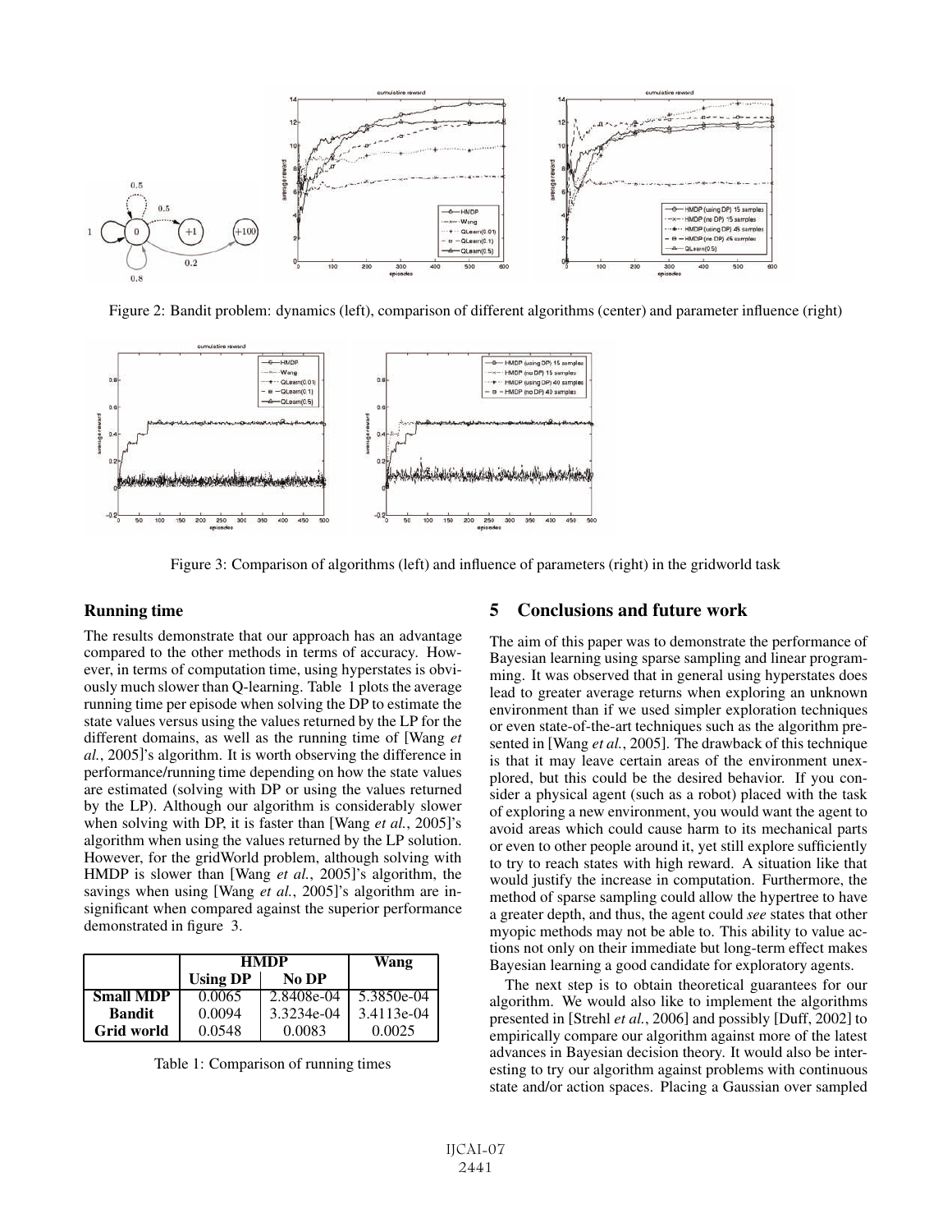Figure 2: Bandit problem: dynamics (left), comparison of different algorithms (center) and parameter influence (right)

Figure 3: Comparison of algorithms (left) and influence of parameters (right) in the gridworld task

### Running time

The results demonstrate that our approach has an advantage compared to the other methods in terms of accuracy. However, in terms of computation time, using hyperstates is obviously much slower than Q-learning. Table 1 plots the average running time per episode when solving the DP to estimate the state values versus using the values returned by the LP for the different domains, as well as the running time of [Wang *et al.*, 2005]'s algorithm. It is worth observing the difference in performance/running time depending on how the state values are estimated (solving with DP or using the values returned by the LP). Although our algorithm is considerably slower when solving with DP, it is faster than [Wang *et al.*, 2005]'s algorithm when using the values returned by the LP solution. However, for the gridWorld problem, although solving with HMDP is slower than [Wang *et al.*, 2005]'s algorithm, the savings when using [Wang *et al.*, 2005]'s algorithm are insignificant when compared against the superior performance demonstrated in figure 3.

| | HMDP | | Wang |
|---|---|---|---|
| | Using DP | No DP | |
| **Small MDP** | 0.0065 | 2.8408e-04 | 5.3850e-04 |
| **Bandit** | 0.0094 | 3.3234e-04 | 3.4113e-04 |
| **Grid world** | 0.0548 | 0.0083 | 0.0025 |

Table 1: Comparison of running times

## 5 Conclusions and future work

The aim of this paper was to demonstrate the performance of Bayesian learning using sparse sampling and linear programming. It was observed that in general using hyperstates does lead to greater average returns when exploring an unknown environment than if we used simpler exploration techniques or even state-of-the-art techniques such as the algorithm presented in [Wang *et al.*, 2005]. The drawback of this technique is that it may leave certain areas of the environment unexplored, but this could be the desired behavior. If you consider a physical agent (such as a robot) placed with the task of exploring a new environment, you would want the agent to avoid areas which could cause harm to its mechanical parts or even to other people around it, yet still explore sufficiently to try to reach states with high reward. A situation like that would justify the increase in computation. Furthermore, the method of sparse sampling could allow the hypertree to have a greater depth, and thus, the agent could *see* states that other myopic methods may not be able to. This ability to value actions not only on their immediate but long-term effect makes Bayesian learning a good candidate for exploratory agents.

The next step is to obtain theoretical guarantees for our algorithm. We would also like to implement the algorithms presented in [Strehl *et al.*, 2006] and possibly [Duff, 2002] to empirically compare our algorithm against more of the latest advances in Bayesian decision theory. It would also be interesting to try our algorithm against problems with continuous state and/or action spaces. Placing a Gaussian over sampled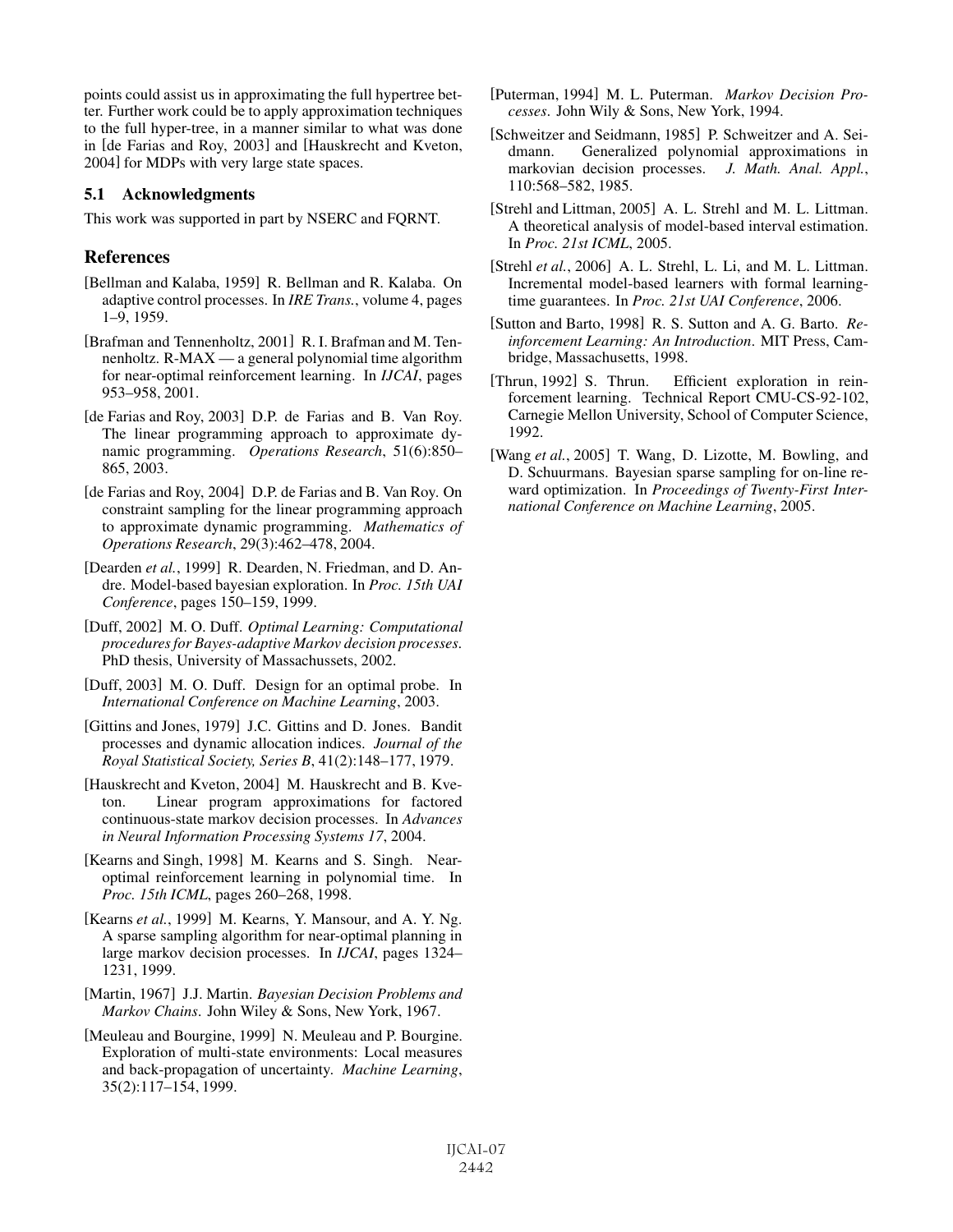points could assist us in approximating the full hypertree better. Further work could be to apply approximation techniques to the full hyper-tree, in a manner similar to what was done in [de Farias and Roy, 2003] and [Hauskrecht and Kveton, 2004] for MDPs with very large state spaces.

### 5.1 Acknowledgments

This work was supported in part by NSERC and FQRNT.

## References

[Bellman and Kalaba, 1959] R. Bellman and R. Kalaba. On adaptive control processes. In *IRE Trans.*, volume 4, pages 1–9, 1959.

[Brafman and Tennenholtz, 2001] R. I. Brafman and M. Tennenholtz. R-MAX — a general polynomial time algorithm for near-optimal reinforcement learning. In *IJCAI*, pages 953–958, 2001.

[de Farias and Roy, 2003] D.P. de Farias and B. Van Roy. The linear programming approach to approximate dynamic programming. *Operations Research*, 51(6):850–865, 2003.

[de Farias and Roy, 2004] D.P. de Farias and B. Van Roy. On constraint sampling for the linear programming approach to approximate dynamic programming. *Mathematics of Operations Research*, 29(3):462–478, 2004.

[Dearden *et al.*, 1999] R. Dearden, N. Friedman, and D. Andre. Model-based bayesian exploration. In *Proc. 15th UAI Conference*, pages 150–159, 1999.

[Duff, 2002] M. O. Duff. *Optimal Learning: Computational procedures for Bayes-adaptive Markov decision processes*. PhD thesis, University of Massachussets, 2002.

[Duff, 2003] M. O. Duff. Design for an optimal probe. In *International Conference on Machine Learning*, 2003.

[Gittins and Jones, 1979] J.C. Gittins and D. Jones. Bandit processes and dynamic allocation indices. *Journal of the Royal Statistical Society, Series B*, 41(2):148–177, 1979.

[Hauskrecht and Kveton, 2004] M. Hauskrecht and B. Kveton. Linear program approximations for factored continuous-state markov decision processes. In *Advances in Neural Information Processing Systems 17*, 2004.

[Kearns and Singh, 1998] M. Kearns and S. Singh. Near-optimal reinforcement learning in polynomial time. In *Proc. 15th ICML*, pages 260–268, 1998.

[Kearns *et al.*, 1999] M. Kearns, Y. Mansour, and A. Y. Ng. A sparse sampling algorithm for near-optimal planning in large markov decision processes. In *IJCAI*, pages 1324–1231, 1999.

[Martin, 1967] J.J. Martin. *Bayesian Decision Problems and Markov Chains*. John Wiley & Sons, New York, 1967.

[Meuleau and Bourgine, 1999] N. Meuleau and P. Bourgine. Exploration of multi-state environments: Local measures and back-propagation of uncertainty. *Machine Learning*, 35(2):117–154, 1999.

[Puterman, 1994] M. L. Puterman. *Markov Decision Processes*. John Wily & Sons, New York, 1994.

[Schweitzer and Seidmann, 1985] P. Schweitzer and A. Seidmann. Generalized polynomial approximations in markovian decision processes. *J. Math. Anal. Appl.*, 110:568–582, 1985.

[Strehl and Littman, 2005] A. L. Strehl and M. L. Littman. A theoretical analysis of model-based interval estimation. In *Proc. 21st ICML*, 2005.

[Strehl *et al.*, 2006] A. L. Strehl, L. Li, and M. L. Littman. Incremental model-based learners with formal learning-time guarantees. In *Proc. 21st UAI Conference*, 2006.

[Sutton and Barto, 1998] R. S. Sutton and A. G. Barto. *Reinforcement Learning: An Introduction*. MIT Press, Cambridge, Massachusetts, 1998.

[Thrun, 1992] S. Thrun. Efficient exploration in reinforcement learning. Technical Report CMU-CS-92-102, Carnegie Mellon University, School of Computer Science, 1992.

[Wang *et al.*, 2005] T. Wang, D. Lizotte, M. Bowling, and D. Schuurmans. Bayesian sparse sampling for on-line reward optimization. In *Proceedings of Twenty-First International Conference on Machine Learning*, 2005.